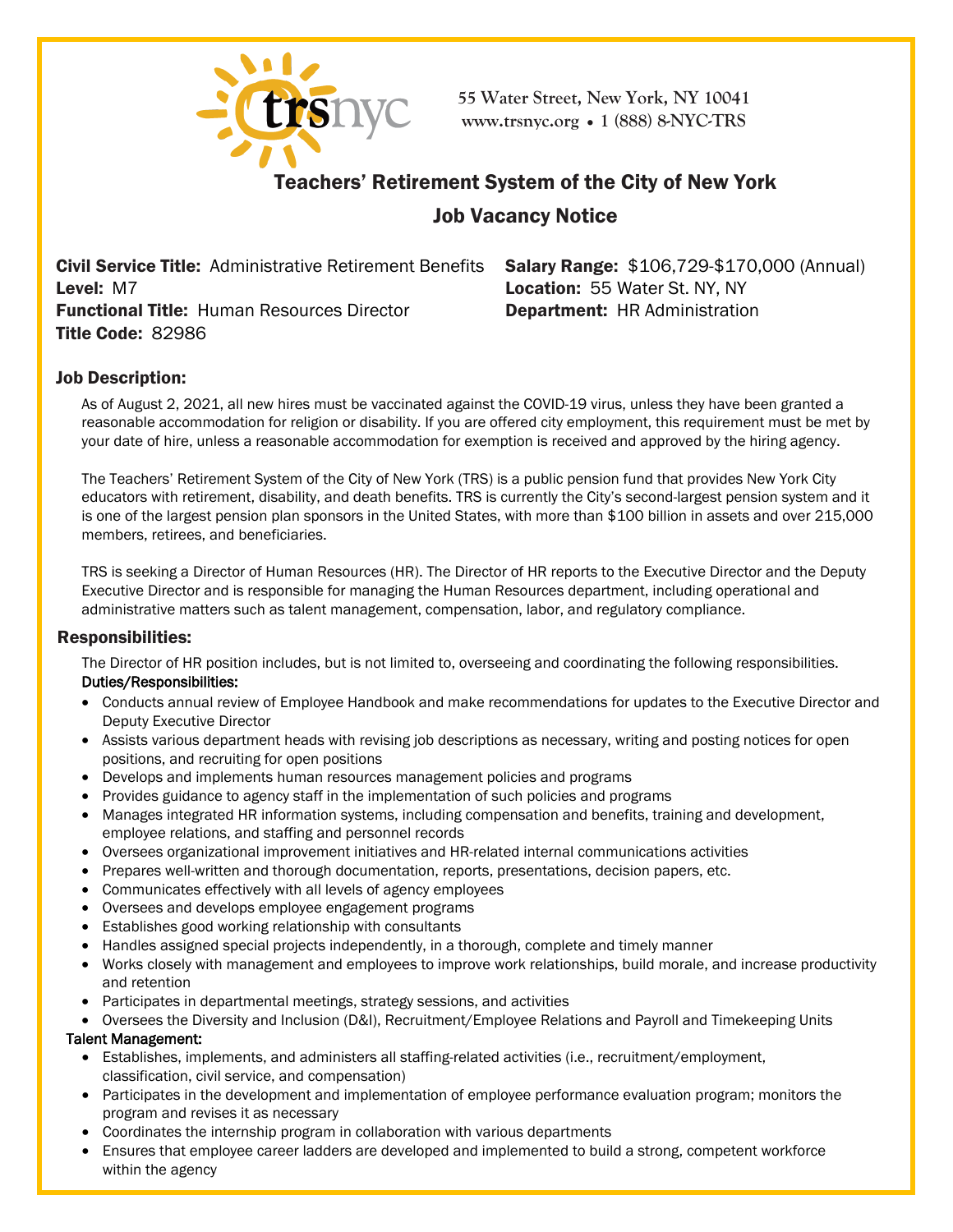55 Water Street, New York, NY 10041
www.trsnyc.org • 1 (888) 8-NYC-TRS

# Teachers' Retirement System of the City of New York

## Job Vacancy Notice

**Civil Service Title:** Administrative Retirement Benefits
**Level:** M7
**Functional Title:** Human Resources Director
**Title Code:** 82986

**Salary Range:** $106,729-$170,000 (Annual)
**Location:** 55 Water St. NY, NY
**Department:** HR Administration

### Job Description:

As of August 2, 2021, all new hires must be vaccinated against the COVID-19 virus, unless they have been granted a reasonable accommodation for religion or disability. If you are offered city employment, this requirement must be met by your date of hire, unless a reasonable accommodation for exemption is received and approved by the hiring agency.

The Teachers' Retirement System of the City of New York (TRS) is a public pension fund that provides New York City educators with retirement, disability, and death benefits. TRS is currently the City's second-largest pension system and it is one of the largest pension plan sponsors in the United States, with more than $100 billion in assets and over 215,000 members, retirees, and beneficiaries.

TRS is seeking a Director of Human Resources (HR). The Director of HR reports to the Executive Director and the Deputy Executive Director and is responsible for managing the Human Resources department, including operational and administrative matters such as talent management, compensation, labor, and regulatory compliance.

### Responsibilities:

The Director of HR position includes, but is not limited to, overseeing and coordinating the following responsibilities.

Duties/Responsibilities:

- Conducts annual review of Employee Handbook and make recommendations for updates to the Executive Director and Deputy Executive Director
- Assists various department heads with revising job descriptions as necessary, writing and posting notices for open positions, and recruiting for open positions
- Develops and implements human resources management policies and programs
- Provides guidance to agency staff in the implementation of such policies and programs
- Manages integrated HR information systems, including compensation and benefits, training and development, employee relations, and staffing and personnel records
- Oversees organizational improvement initiatives and HR-related internal communications activities
- Prepares well-written and thorough documentation, reports, presentations, decision papers, etc.
- Communicates effectively with all levels of agency employees
- Oversees and develops employee engagement programs
- Establishes good working relationship with consultants
- Handles assigned special projects independently, in a thorough, complete and timely manner
- Works closely with management and employees to improve work relationships, build morale, and increase productivity and retention
- Participates in departmental meetings, strategy sessions, and activities
- Oversees the Diversity and Inclusion (D&I), Recruitment/Employee Relations and Payroll and Timekeeping Units

Talent Management:

- Establishes, implements, and administers all staffing-related activities (i.e., recruitment/employment, classification, civil service, and compensation)
- Participates in the development and implementation of employee performance evaluation program; monitors the program and revises it as necessary
- Coordinates the internship program in collaboration with various departments
- Ensures that employee career ladders are developed and implemented to build a strong, competent workforce within the agency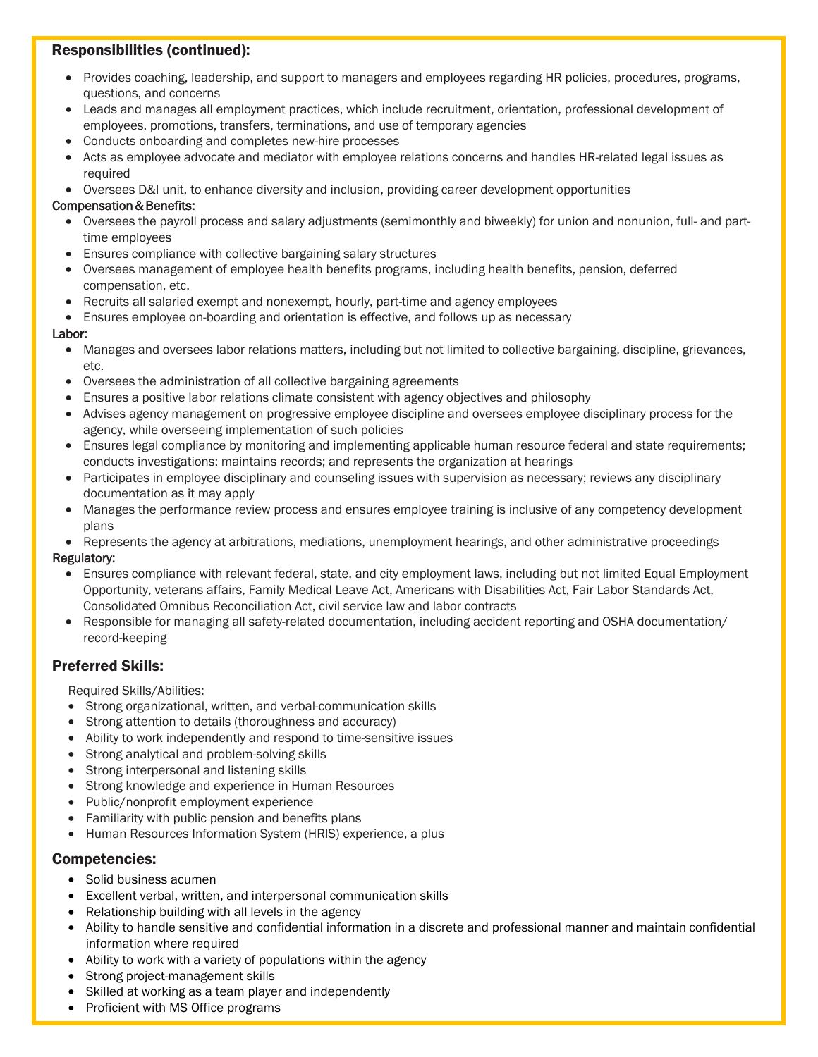## Responsibilities (continued):

- Provides coaching, leadership, and support to managers and employees regarding HR policies, procedures, programs, questions, and concerns
- Leads and manages all employment practices, which include recruitment, orientation, professional development of employees, promotions, transfers, terminations, and use of temporary agencies
- Conducts onboarding and completes new-hire processes
- Acts as employee advocate and mediator with employee relations concerns and handles HR-related legal issues as required
- Oversees D&I unit, to enhance diversity and inclusion, providing career development opportunities

Compensation & Benefits:

- Oversees the payroll process and salary adjustments (semimonthly and biweekly) for union and nonunion, full- and part-time employees
- Ensures compliance with collective bargaining salary structures
- Oversees management of employee health benefits programs, including health benefits, pension, deferred compensation, etc.
- Recruits all salaried exempt and nonexempt, hourly, part-time and agency employees
- Ensures employee on-boarding and orientation is effective, and follows up as necessary

Labor:

- Manages and oversees labor relations matters, including but not limited to collective bargaining, discipline, grievances, etc.
- Oversees the administration of all collective bargaining agreements
- Ensures a positive labor relations climate consistent with agency objectives and philosophy
- Advises agency management on progressive employee discipline and oversees employee disciplinary process for the agency, while overseeing implementation of such policies
- Ensures legal compliance by monitoring and implementing applicable human resource federal and state requirements; conducts investigations; maintains records; and represents the organization at hearings
- Participates in employee disciplinary and counseling issues with supervision as necessary; reviews any disciplinary documentation as it may apply
- Manages the performance review process and ensures employee training is inclusive of any competency development plans
- Represents the agency at arbitrations, mediations, unemployment hearings, and other administrative proceedings

Regulatory:

- Ensures compliance with relevant federal, state, and city employment laws, including but not limited Equal Employment Opportunity, veterans affairs, Family Medical Leave Act, Americans with Disabilities Act, Fair Labor Standards Act, Consolidated Omnibus Reconciliation Act, civil service law and labor contracts
- Responsible for managing all safety-related documentation, including accident reporting and OSHA documentation/ record-keeping

## Preferred Skills:

Required Skills/Abilities:

- Strong organizational, written, and verbal-communication skills
- Strong attention to details (thoroughness and accuracy)
- Ability to work independently and respond to time-sensitive issues
- Strong analytical and problem-solving skills
- Strong interpersonal and listening skills
- Strong knowledge and experience in Human Resources
- Public/nonprofit employment experience
- Familiarity with public pension and benefits plans
- Human Resources Information System (HRIS) experience, a plus

## Competencies:

- Solid business acumen
- Excellent verbal, written, and interpersonal communication skills
- Relationship building with all levels in the agency
- Ability to handle sensitive and confidential information in a discrete and professional manner and maintain confidential information where required
- Ability to work with a variety of populations within the agency
- Strong project-management skills
- Skilled at working as a team player and independently
- Proficient with MS Office programs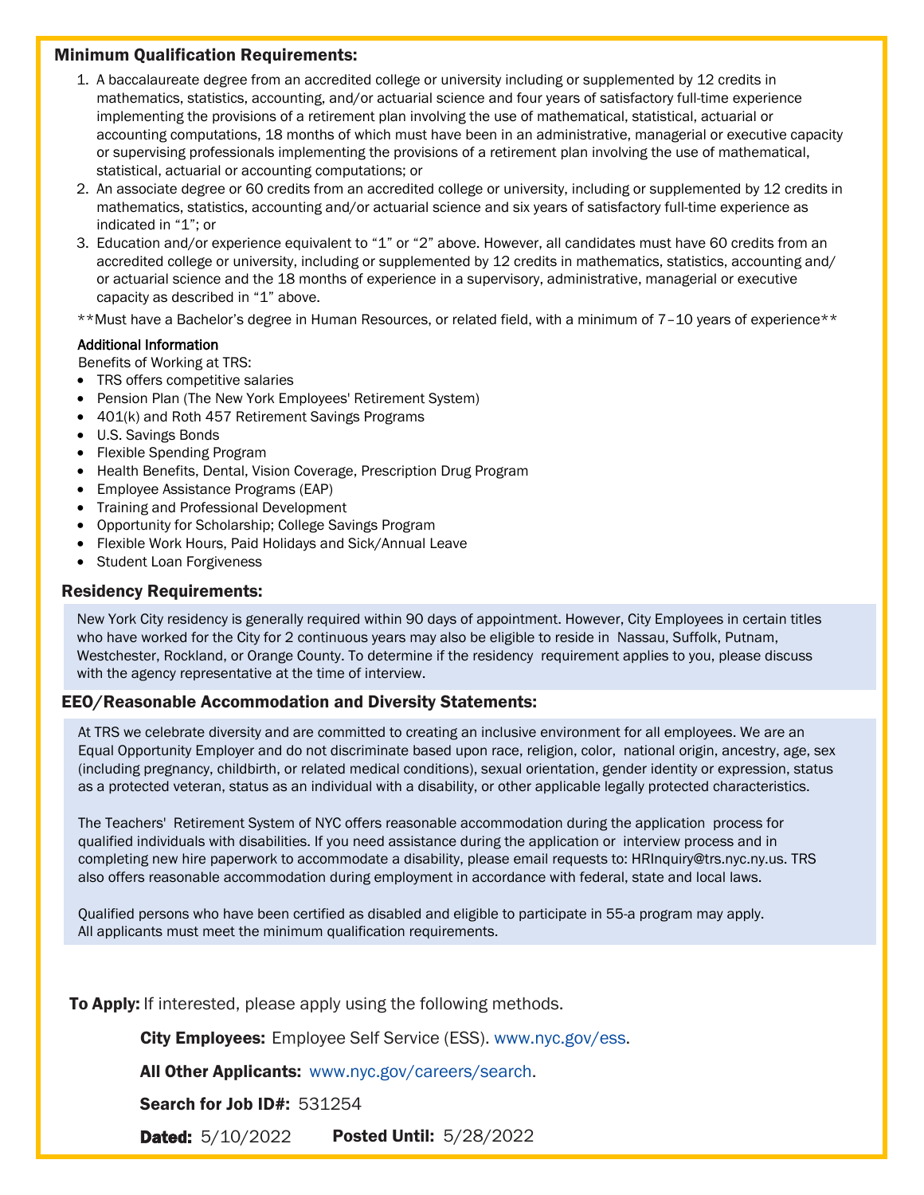## Minimum Qualification Requirements:

1. A baccalaureate degree from an accredited college or university including or supplemented by 12 credits in mathematics, statistics, accounting, and/or actuarial science and four years of satisfactory full-time experience implementing the provisions of a retirement plan involving the use of mathematical, statistical, actuarial or accounting computations, 18 months of which must have been in an administrative, managerial or executive capacity or supervising professionals implementing the provisions of a retirement plan involving the use of mathematical, statistical, actuarial or accounting computations; or
2. An associate degree or 60 credits from an accredited college or university, including or supplemented by 12 credits in mathematics, statistics, accounting and/or actuarial science and six years of satisfactory full-time experience as indicated in "1"; or
3. Education and/or experience equivalent to "1" or "2" above. However, all candidates must have 60 credits from an accredited college or university, including or supplemented by 12 credits in mathematics, statistics, accounting and/ or actuarial science and the 18 months of experience in a supervisory, administrative, managerial or executive capacity as described in "1" above.

**Must have a Bachelor's degree in Human Resources, or related field, with a minimum of 7–10 years of experience**

### Additional Information

Benefits of Working at TRS:

- TRS offers competitive salaries
- Pension Plan (The New York Employees' Retirement System)
- 401(k) and Roth 457 Retirement Savings Programs
- U.S. Savings Bonds
- Flexible Spending Program
- Health Benefits, Dental, Vision Coverage, Prescription Drug Program
- Employee Assistance Programs (EAP)
- Training and Professional Development
- Opportunity for Scholarship; College Savings Program
- Flexible Work Hours, Paid Holidays and Sick/Annual Leave
- Student Loan Forgiveness

## Residency Requirements:

New York City residency is generally required within 90 days of appointment. However, City Employees in certain titles who have worked for the City for 2 continuous years may also be eligible to reside in Nassau, Suffolk, Putnam, Westchester, Rockland, or Orange County. To determine if the residency requirement applies to you, please discuss with the agency representative at the time of interview.

## EEO/Reasonable Accommodation and Diversity Statements:

At TRS we celebrate diversity and are committed to creating an inclusive environment for all employees. We are an Equal Opportunity Employer and do not discriminate based upon race, religion, color, national origin, ancestry, age, sex (including pregnancy, childbirth, or related medical conditions), sexual orientation, gender identity or expression, status as a protected veteran, status as an individual with a disability, or other applicable legally protected characteristics.

The Teachers' Retirement System of NYC offers reasonable accommodation during the application process for qualified individuals with disabilities. If you need assistance during the application or interview process and in completing new hire paperwork to accommodate a disability, please email requests to: HRInquiry@trs.nyc.ny.us. TRS also offers reasonable accommodation during employment in accordance with federal, state and local laws.

Qualified persons who have been certified as disabled and eligible to participate in 55-a program may apply. All applicants must meet the minimum qualification requirements.

**To Apply:** If interested, please apply using the following methods.

**City Employees:** Employee Self Service (ESS). www.nyc.gov/ess.

**All Other Applicants:** www.nyc.gov/careers/search.

**Search for Job ID#:** 531254

**Dated:** 5/10/2022 **Posted Until:** 5/28/2022